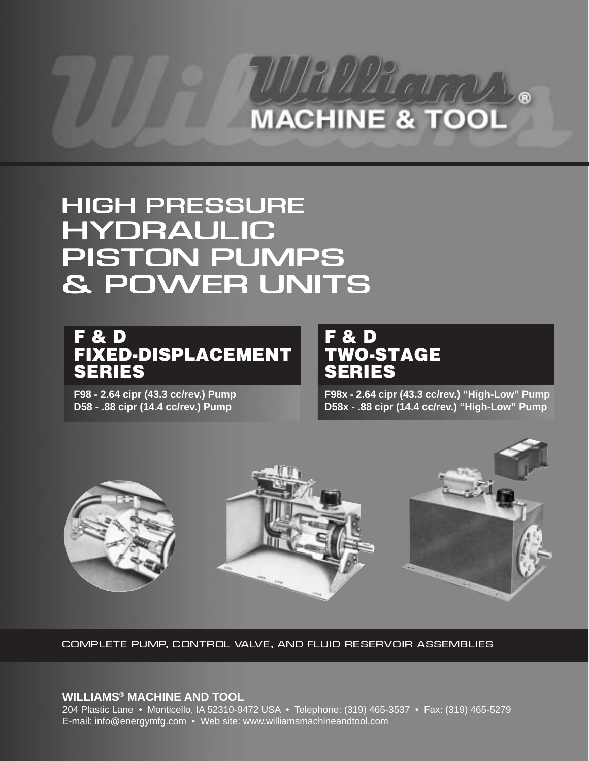# Williams® MACHINE & TOOL

# HIGH PRESSURE HYDRAULIC PISTON PUMPS & POWER UNITS

## F & D FIXED-DISPLACEMENT SERIES

**F98 - 2.64 cipr (43.3 cc/rev.) Pump**
**D58 - .88 cipr (14.4 cc/rev.) Pump**

## F & D TWO-STAGE SERIES

**F98x - 2.64 cipr (43.3 cc/rev.) "High-Low" Pump**
**D58x - .88 cipr (14.4 cc/rev.) "High-Low" Pump**

COMPLETE PUMP, CONTROL VALVE, AND FLUID RESERVOIR ASSEMBLIES

**WILLIAMS® MACHINE AND TOOL**
204 Plastic Lane • Monticello, IA 52310-9472 USA • Telephone: (319) 465-3537 • Fax: (319) 465-5279
E-mail: info@energymfg.com • Web site: www.williamsmachineandtool.com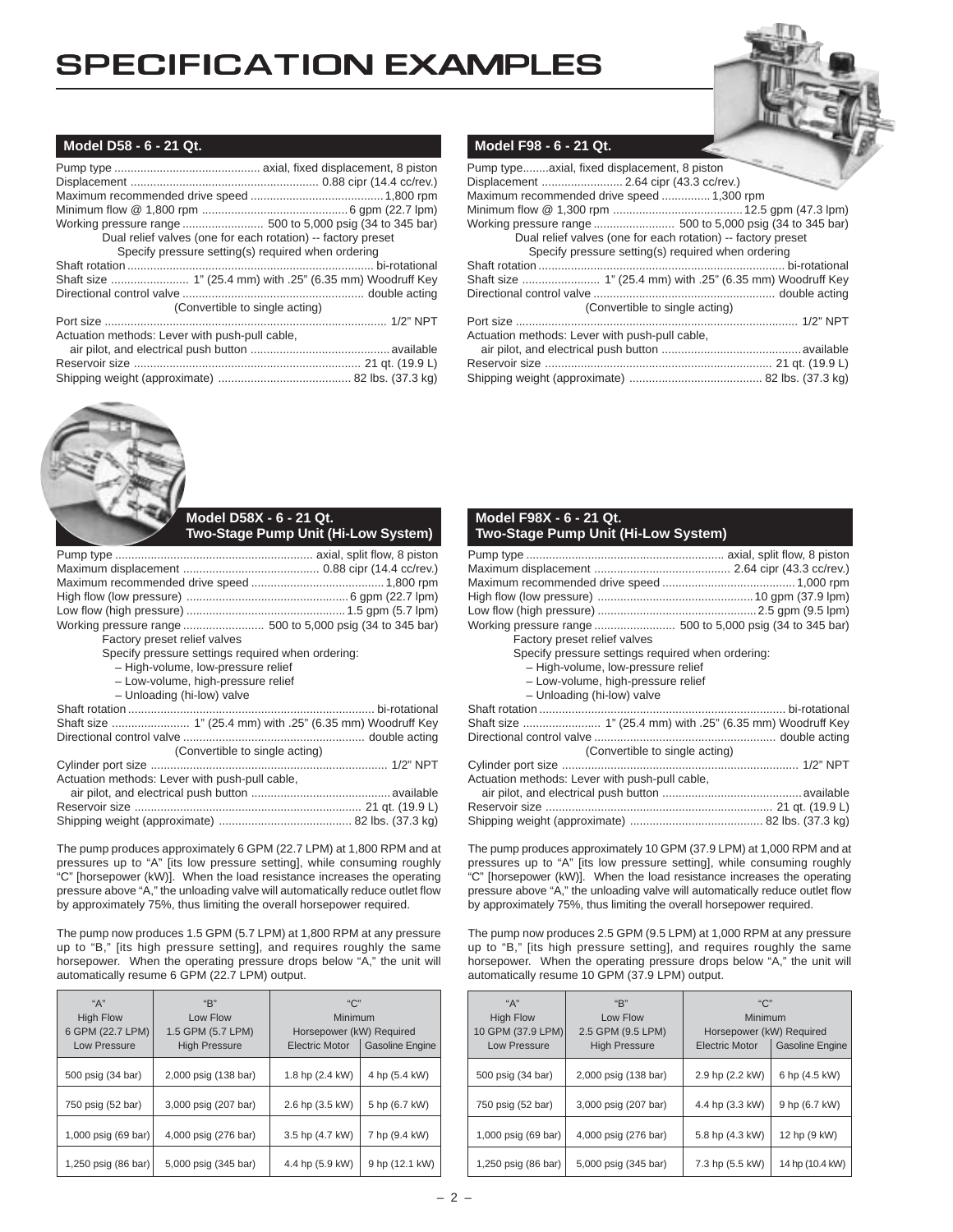# SPECIFICATION EXAMPLES

## Model D58 - 6 - 21 Qt.

Pump type ............................................ axial, fixed displacement, 8 piston
Displacement ......................................................... 0.88 cipr (14.4 cc/rev.)
Maximum recommended drive speed ........................................ 1,800 rpm
Minimum flow @ 1,800 rpm ............................................ 6 gpm (22.7 lpm)
Working pressure range ......................... 500 to 5,000 psig (34 to 345 bar)
Dual relief valves (one for each rotation) -- factory preset
Specify pressure setting(s) required when ordering
Shaft rotation .......................................................................... bi-rotational
Shaft size ........................ 1" (25.4 mm) with .25" (6.35 mm) Woodruff Key
Directional control valve ....................................................... double acting
(Convertible to single acting)
Port size ...................................................................................... 1/2" NPT
Actuation methods: Lever with push-pull cable,
air pilot, and electrical push button .......................................... available
Reservoir size ..................................................................... 21 qt. (19.9 L)
Shipping weight (approximate) ......................................... 82 lbs. (37.3 kg)

## Model F98 - 6 - 21 Qt.

Pump type........axial, fixed displacement, 8 piston
Displacement ......................... 2.64 cipr (43.3 cc/rev.)
Maximum recommended drive speed ............... 1,300 rpm
Minimum flow @ 1,300 rpm ........................................ 12.5 gpm (47.3 lpm)
Working pressure range ......................... 500 to 5,000 psig (34 to 345 bar)
Dual relief valves (one for each rotation) -- factory preset
Specify pressure setting(s) required when ordering
Shaft rotation .......................................................................... bi-rotational
Shaft size ........................ 1" (25.4 mm) with .25" (6.35 mm) Woodruff Key
Directional control valve ....................................................... double acting
(Convertible to single acting)
Port size ...................................................................................... 1/2" NPT
Actuation methods: Lever with push-pull cable,
air pilot, and electrical push button .......................................... available
Reservoir size ..................................................................... 21 qt. (19.9 L)
Shipping weight (approximate) ......................................... 82 lbs. (37.3 kg)

## Model D58X - 6 - 21 Qt. Two-Stage Pump Unit (Hi-Low System)

Pump type ............................................................ axial, split flow, 8 piston
Maximum displacement ......................................... 0.88 cipr (14.4 cc/rev.)
Maximum recommended drive speed ........................................ 1,800 rpm
High flow (low pressure) ................................................. 6 gpm (22.7 lpm)
Low flow (high pressure) ................................................ 1.5 gpm (5.7 lpm)
Working pressure range ......................... 500 to 5,000 psig (34 to 345 bar)
Factory preset relief valves
Specify pressure settings required when ordering:
- High-volume, low-pressure relief
- Low-volume, high-pressure relief
- Unloading (hi-low) valve

Shaft rotation .......................................................................... bi-rotational
Shaft size ........................ 1" (25.4 mm) with .25" (6.35 mm) Woodruff Key
Directional control valve ....................................................... double acting
(Convertible to single acting)
Cylinder port size ........................................................................ 1/2" NPT
Actuation methods: Lever with push-pull cable,
air pilot, and electrical push button .......................................... available
Reservoir size ..................................................................... 21 qt. (19.9 L)
Shipping weight (approximate) ......................................... 82 lbs. (37.3 kg)

The pump produces approximately 6 GPM (22.7 LPM) at 1,800 RPM and at pressures up to "A" [its low pressure setting], while consuming roughly "C" [horsepower (kW)]. When the load resistance increases the operating pressure above "A," the unloading valve will automatically reduce outlet flow by approximately 75%, thus limiting the overall horsepower required.

The pump now produces 1.5 GPM (5.7 LPM) at 1,800 RPM at any pressure up to "B," [its high pressure setting], and requires roughly the same horsepower. When the operating pressure drops below "A," the unit will automatically resume 6 GPM (22.7 LPM) output.

| "A" High Flow 6 GPM (22.7 LPM) Low Pressure | "B" Low Flow 1.5 GPM (5.7 LPM) High Pressure | "C" Minimum Horsepower (kW) Required | |
|---|---|---|---|
| | | Electric Motor | Gasoline Engine |
| 500 psig (34 bar) | 2,000 psig (138 bar) | 1.8 hp (2.4 kW) | 4 hp (5.4 kW) |
| 750 psig (52 bar) | 3,000 psig (207 bar) | 2.6 hp (3.5 kW) | 5 hp (6.7 kW) |
| 1,000 psig (69 bar) | 4,000 psig (276 bar) | 3.5 hp (4.7 kW) | 7 hp (9.4 kW) |
| 1,250 psig (86 bar) | 5,000 psig (345 bar) | 4.4 hp (5.9 kW) | 9 hp (12.1 kW) |

## Model F98X - 6 - 21 Qt. Two-Stage Pump Unit (Hi-Low System)

Pump type ............................................................ axial, split flow, 8 piston
Maximum displacement ......................................... 2.64 cipr (43.3 cc/rev.)
Maximum recommended drive speed ........................................ 1,000 rpm
High flow (low pressure) ............................................... 10 gpm (37.9 lpm)
Low flow (high pressure) ................................................ 2.5 gpm (9.5 lpm)
Working pressure range ......................... 500 to 5,000 psig (34 to 345 bar)
Factory preset relief valves
Specify pressure settings required when ordering:
- High-volume, low-pressure relief
- Low-volume, high-pressure relief
- Unloading (hi-low) valve

Shaft rotation .......................................................................... bi-rotational
Shaft size ........................ 1" (25.4 mm) with .25" (6.35 mm) Woodruff Key
Directional control valve ....................................................... double acting
(Convertible to single acting)
Cylinder port size ........................................................................ 1/2" NPT
Actuation methods: Lever with push-pull cable,
air pilot, and electrical push button .......................................... available
Reservoir size ..................................................................... 21 qt. (19.9 L)
Shipping weight (approximate) ......................................... 82 lbs. (37.3 kg)

The pump produces approximately 10 GPM (37.9 LPM) at 1,000 RPM and at pressures up to "A" [its low pressure setting], while consuming roughly "C" [horsepower (kW)]. When the load resistance increases the operating pressure above "A," the unloading valve will automatically reduce outlet flow by approximately 75%, thus limiting the overall horsepower required.

The pump now produces 2.5 GPM (9.5 LPM) at 1,000 RPM at any pressure up to "B," [its high pressure setting], and requires roughly the same horsepower. When the operating pressure drops below "A," the unit will automatically resume 10 GPM (37.9 LPM) output.

| "A" High Flow 10 GPM (37.9 LPM) Low Pressure | "B" Low Flow 2.5 GPM (9.5 LPM) High Pressure | "C" Minimum Horsepower (kW) Required | |
|---|---|---|---|
| | | Electric Motor | Gasoline Engine |
| 500 psig (34 bar) | 2,000 psig (138 bar) | 2.9 hp (2.2 kW) | 6 hp (4.5 kW) |
| 750 psig (52 bar) | 3,000 psig (207 bar) | 4.4 hp (3.3 kW) | 9 hp (6.7 kW) |
| 1,000 psig (69 bar) | 4,000 psig (276 bar) | 5.8 hp (4.3 kW) | 12 hp (9 kW) |
| 1,250 psig (86 bar) | 5,000 psig (345 bar) | 7.3 hp (5.5 kW) | 14 hp (10.4 kW) |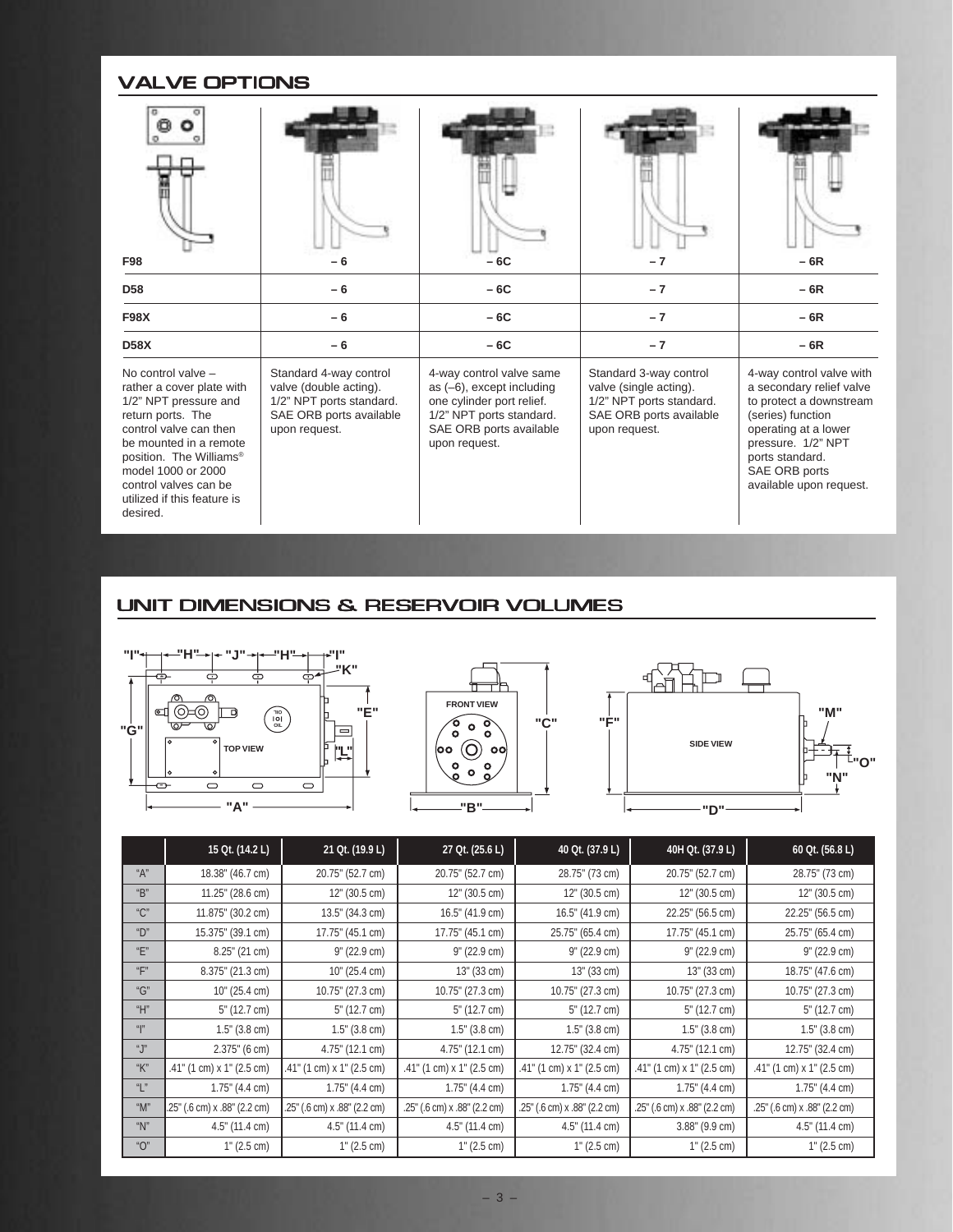## VALVE OPTIONS

| F98 | – 6 | – 6C | – 7 | – 6R |
|---|---|---|---|---|
| D58 | – 6 | – 6C | – 7 | – 6R |
| F98X | – 6 | – 6C | – 7 | – 6R |
| D58X | – 6 | – 6C | – 7 | – 6R |
| No control valve – rather a cover plate with 1/2" NPT pressure and return ports. The control valve can then be mounted in a remote position. The Williams® model 1000 or 2000 control valves can be utilized if this feature is desired. | Standard 4-way control valve (double acting). 1/2" NPT ports standard. SAE ORB ports available upon request. | 4-way control valve same as (–6), except including one cylinder port relief. 1/2" NPT ports standard. SAE ORB ports available upon request. | Standard 3-way control valve (single acting). 1/2" NPT ports standard. SAE ORB ports available upon request. | 4-way control valve with a secondary relief valve to protect a downstream (series) function operating at a lower pressure. 1/2" NPT ports standard. SAE ORB ports available upon request. |

## UNIT DIMENSIONS & RESERVOIR VOLUMES

TOP VIEW

FRONT VIEW

SIDE VIEW

| | 15 Qt. (14.2 L) | 21 Qt. (19.9 L) | 27 Qt. (25.6 L) | 40 Qt. (37.9 L) | 40H Qt. (37.9 L) | 60 Qt. (56.8 L) |
|---|---|---|---|---|---|---|
| "A" | 18.38" (46.7 cm) | 20.75" (52.7 cm) | 20.75" (52.7 cm) | 28.75" (73 cm) | 20.75" (52.7 cm) | 28.75" (73 cm) |
| "B" | 11.25" (28.6 cm) | 12" (30.5 cm) | 12" (30.5 cm) | 12" (30.5 cm) | 12" (30.5 cm) | 12" (30.5 cm) |
| "C" | 11.875" (30.2 cm) | 13.5" (34.3 cm) | 16.5" (41.9 cm) | 16.5" (41.9 cm) | 22.25" (56.5 cm) | 22.25" (56.5 cm) |
| "D" | 15.375" (39.1 cm) | 17.75" (45.1 cm) | 17.75" (45.1 cm) | 25.75" (65.4 cm) | 17.75" (45.1 cm) | 25.75" (65.4 cm) |
| "E" | 8.25" (21 cm) | 9" (22.9 cm) | 9" (22.9 cm) | 9" (22.9 cm) | 9" (22.9 cm) | 9" (22.9 cm) |
| "F" | 8.375" (21.3 cm) | 10" (25.4 cm) | 13" (33 cm) | 13" (33 cm) | 18.75" (47.6 cm) | 18.75" (47.6 cm) |
| "G" | 10" (25.4 cm) | 10.75" (27.3 cm) | 10.75" (27.3 cm) | 10.75" (27.3 cm) | 10.75" (27.3 cm) | 10.75" (27.3 cm) |
| "H" | 5" (12.7 cm) | 5" (12.7 cm) | 5" (12.7 cm) | 5" (12.7 cm) | 5" (12.7 cm) | 5" (12.7 cm) |
| "I" | 1.5" (3.8 cm) | 1.5" (3.8 cm) | 1.5" (3.8 cm) | 1.5" (3.8 cm) | 1.5" (3.8 cm) | 1.5" (3.8 cm) |
| "J" | 2.375" (6 cm) | 4.75" (12.1 cm) | 4.75" (12.1 cm) | 12.75" (32.4 cm) | 4.75" (12.1 cm) | 12.75" (32.4 cm) |
| "K" | .41" (1 cm) x 1" (2.5 cm) | .41" (1 cm) x 1" (2.5 cm) | .41" (1 cm) x 1" (2.5 cm) | .41" (1 cm) x 1" (2.5 cm) | .41" (1 cm) x 1" (2.5 cm) | .41" (1 cm) x 1" (2.5 cm) |
| "L" | 1.75" (4.4 cm) | 1.75" (4.4 cm) | 1.75" (4.4 cm) | 1.75" (4.4 cm) | 1.75" (4.4 cm) | 1.75" (4.4 cm) |
| "M" | .25" (.6 cm) x .88" (2.2 cm) | .25" (.6 cm) x .88" (2.2 cm) | .25" (.6 cm) x .88" (2.2 cm) | .25" (.6 cm) x .88" (2.2 cm) | .25" (.6 cm) x .88" (2.2 cm) | .25" (.6 cm) x .88" (2.2 cm) |
| "N" | 4.5" (11.4 cm) | 4.5" (11.4 cm) | 4.5" (11.4 cm) | 4.5" (11.4 cm) | 3.88" (9.9 cm) | 4.5" (11.4 cm) |
| "O" | 1" (2.5 cm) | 1" (2.5 cm) | 1" (2.5 cm) | 1" (2.5 cm) | 1" (2.5 cm) | 1" (2.5 cm) |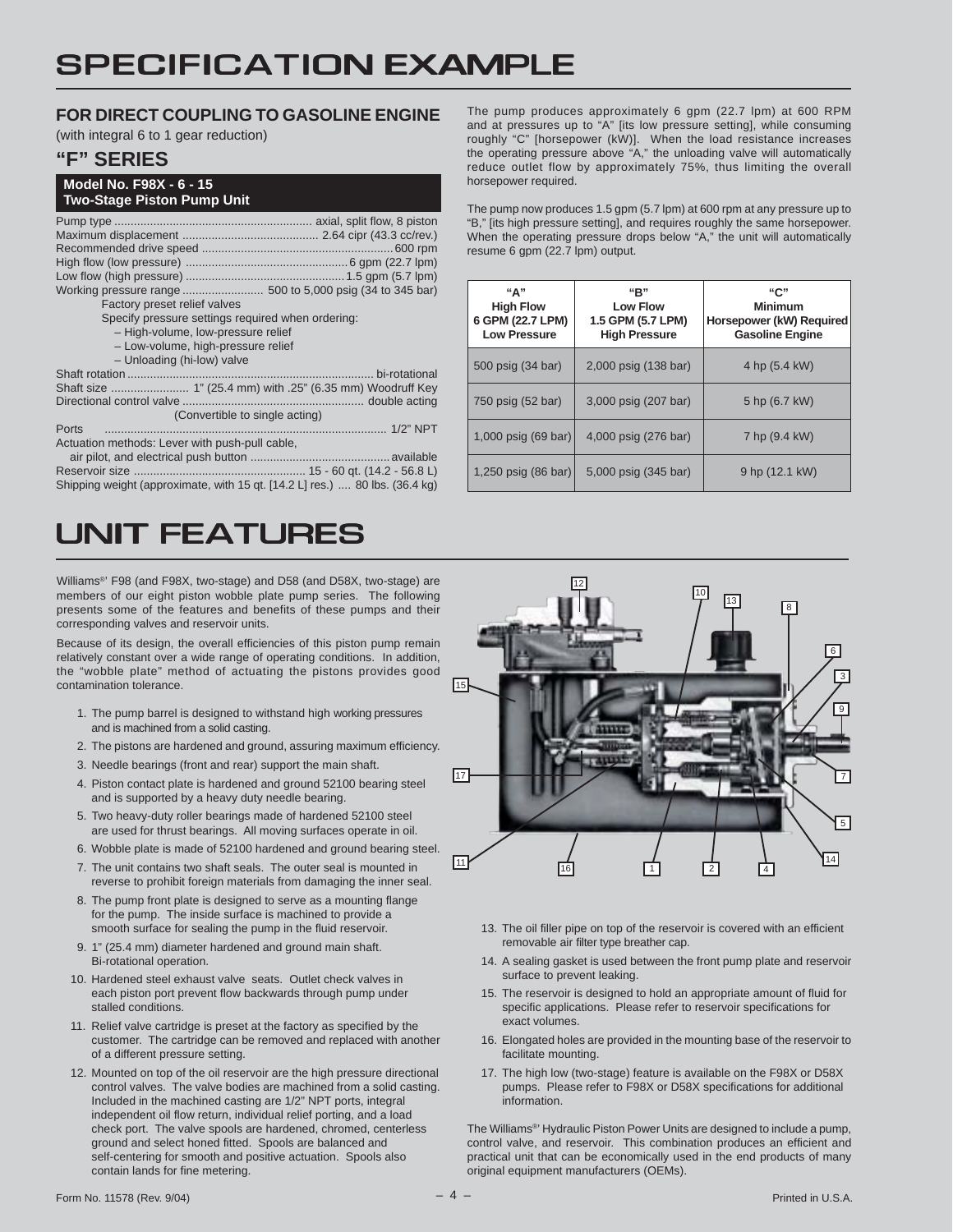# SPECIFICATION EXAMPLE

## FOR DIRECT COUPLING TO GASOLINE ENGINE

(with integral 6 to 1 gear reduction)

## "F" SERIES

**Model No. F98X - 6 - 15**
**Two-Stage Piston Pump Unit**

Pump type ............................................................ axial, split flow, 8 piston
Maximum displacement .......................................... 2.64 cipr (43.3 cc/rev.)
Recommended drive speed ........................................................... 600 rpm
High flow (low pressure) ................................................. 6 gpm (22.7 lpm)
Low flow (high pressure) ................................................ 1.5 gpm (5.7 lpm)
Working pressure range ......................... 500 to 5,000 psig (34 to 345 bar)

Factory preset relief valves
Specify pressure settings required when ordering:
- High-volume, low-pressure relief
- Low-volume, high-pressure relief
- Unloading (hi-low) valve

Shaft rotation ........................................................................... bi-rotational
Shaft size ........................ 1" (25.4 mm) with .25" (6.35 mm) Woodruff Key
Directional control valve ....................................................... double acting
(Convertible to single acting)
Ports ...................................................................................... 1/2" NPT
Actuation methods: Lever with push-pull cable,
air pilot, and electrical push button ........................................... available
Reservoir size .................................................... 15 - 60 qt. (14.2 - 56.8 L)
Shipping weight (approximate, with 15 qt. [14.2 L] res.) .... 80 lbs. (36.4 kg)

The pump produces approximately 6 gpm (22.7 lpm) at 600 RPM and at pressures up to "A" [its low pressure setting], while consuming roughly "C" [horsepower (kW)]. When the load resistance increases the operating pressure above "A," the unloading valve will automatically reduce outlet flow by approximately 75%, thus limiting the overall horsepower required.

The pump now produces 1.5 gpm (5.7 lpm) at 600 rpm at any pressure up to "B," [its high pressure setting], and requires roughly the same horsepower. When the operating pressure drops below "A," the unit will automatically resume 6 gpm (22.7 lpm) output.

| "A" High Flow 6 GPM (22.7 LPM) Low Pressure | "B" Low Flow 1.5 GPM (5.7 LPM) High Pressure | "C" Minimum Horsepower (kW) Required Gasoline Engine |
|---|---|---|
| 500 psig (34 bar) | 2,000 psig (138 bar) | 4 hp (5.4 kW) |
| 750 psig (52 bar) | 3,000 psig (207 bar) | 5 hp (6.7 kW) |
| 1,000 psig (69 bar) | 4,000 psig (276 bar) | 7 hp (9.4 kW) |
| 1,250 psig (86 bar) | 5,000 psig (345 bar) | 9 hp (12.1 kW) |

# UNIT FEATURES

Williams®' F98 (and F98X, two-stage) and D58 (and D58X, two-stage) are members of our eight piston wobble plate pump series. The following presents some of the features and benefits of these pumps and their corresponding valves and reservoir units.

Because of its design, the overall efficiencies of this piston pump remain relatively constant over a wide range of operating conditions. In addition, the "wobble plate" method of actuating the pistons provides good contamination tolerance.

1. The pump barrel is designed to withstand high working pressures and is machined from a solid casting.
2. The pistons are hardened and ground, assuring maximum efficiency.
3. Needle bearings (front and rear) support the main shaft.
4. Piston contact plate is hardened and ground 52100 bearing steel and is supported by a heavy duty needle bearing.
5. Two heavy-duty roller bearings made of hardened 52100 steel are used for thrust bearings. All moving surfaces operate in oil.
6. Wobble plate is made of 52100 hardened and ground bearing steel.
7. The unit contains two shaft seals. The outer seal is mounted in reverse to prohibit foreign materials from damaging the inner seal.
8. The pump front plate is designed to serve as a mounting flange for the pump. The inside surface is machined to provide a smooth surface for sealing the pump in the fluid reservoir.
9. 1" (25.4 mm) diameter hardened and ground main shaft. Bi-rotational operation.
10. Hardened steel exhaust valve seats. Outlet check valves in each piston port prevent flow backwards through pump under stalled conditions.
11. Relief valve cartridge is preset at the factory as specified by the customer. The cartridge can be removed and replaced with another of a different pressure setting.
12. Mounted on top of the oil reservoir are the high pressure directional control valves. The valve bodies are machined from a solid casting. Included in the machined casting are 1/2" NPT ports, integral independent oil flow return, individual relief porting, and a load check port. The valve spools are hardened, chromed, centerless ground and select honed fitted. Spools are balanced and self-centering for smooth and positive actuation. Spools also contain lands for fine metering.
13. The oil filler pipe on top of the reservoir is covered with an efficient removable air filter type breather cap.
14. A sealing gasket is used between the front pump plate and reservoir surface to prevent leaking.
15. The reservoir is designed to hold an appropriate amount of fluid for specific applications. Please refer to reservoir specifications for exact volumes.
16. Elongated holes are provided in the mounting base of the reservoir to facilitate mounting.
17. The high low (two-stage) feature is available on the F98X or D58X pumps. Please refer to F98X or D58X specifications for additional information.

The Williams®' Hydraulic Piston Power Units are designed to include a pump, control valve, and reservoir. This combination produces an efficient and practical unit that can be economically used in the end products of many original equipment manufacturers (OEMs).

Form No. 11578 (Rev. 9/04)

Printed in U.S.A.